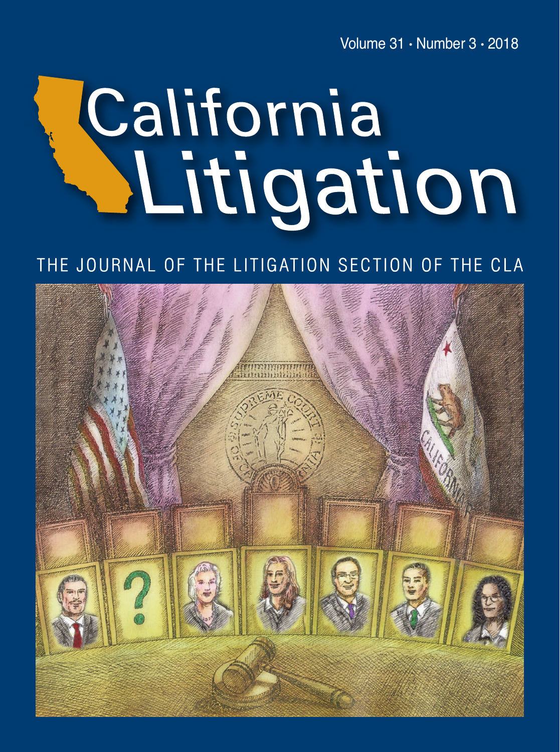Volume 31 • Number 3 • 2018

# California Litigation

THE JOURNAL OF THE LITIGATION SECTION OF THE CLA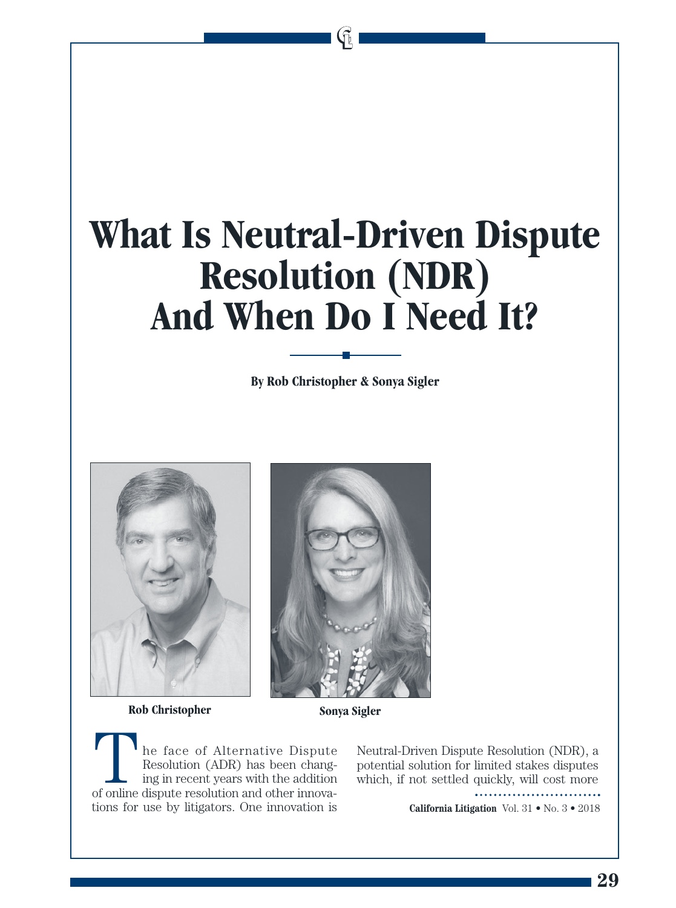# What Is Neutral-Driven Dispute Resolution (NDR) And When Do I Need It?

**By Rob Christopher & Sonya Sigler**

Rob Christopher

Sonya Sigler

The face of Alternative Dispute Resolution (ADR) has been changing in recent years with the addition of online dispute resolution and other innovations for use by litigators. One innovation is Neutral-Driven Dispute Resolution (NDR), a potential solution for limited stakes disputes which, if not settled quickly, will cost more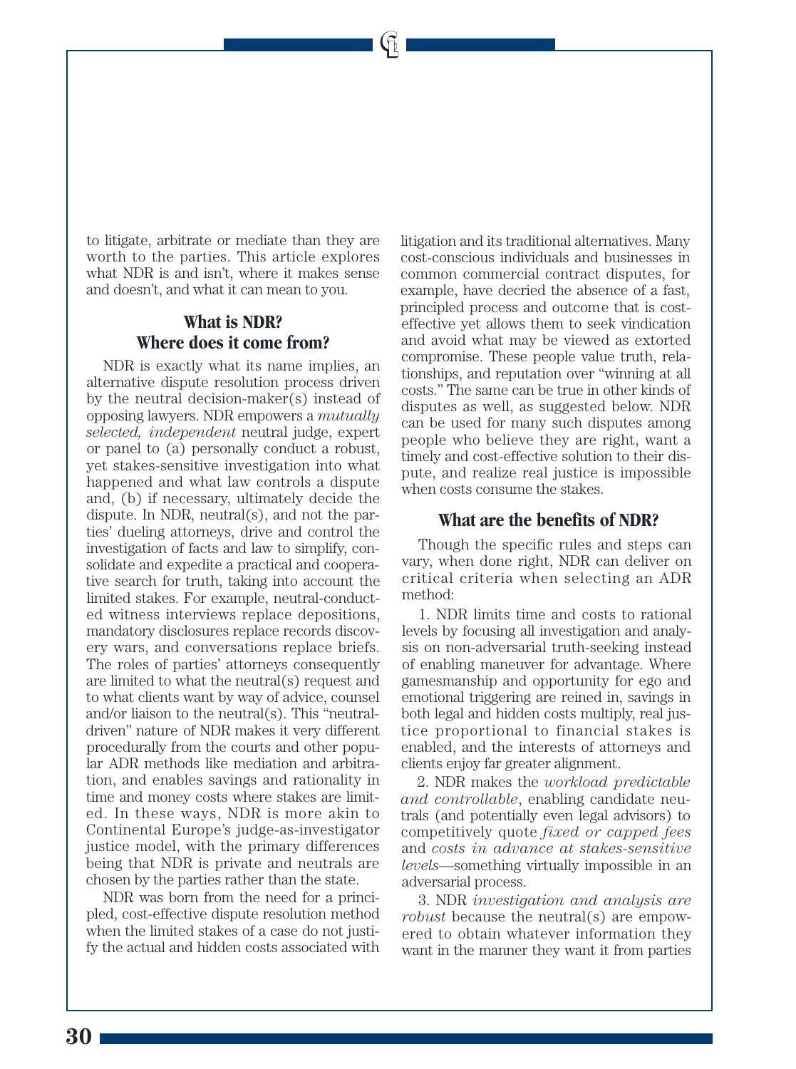to litigate, arbitrate or mediate than they are worth to the parties. This article explores what NDR is and isn't, where it makes sense and doesn't, and what it can mean to you.

## What is NDR? Where does it come from?

NDR is exactly what its name implies, an alternative dispute resolution process driven by the neutral decision-maker(s) instead of opposing lawyers. NDR empowers a *mutually selected, independent* neutral judge, expert or panel to (a) personally conduct a robust, yet stakes-sensitive investigation into what happened and what law controls a dispute and, (b) if necessary, ultimately decide the dispute. In NDR, neutral(s), and not the parties' dueling attorneys, drive and control the investigation of facts and law to simplify, consolidate and expedite a practical and cooperative search for truth, taking into account the limited stakes. For example, neutral-conducted witness interviews replace depositions, mandatory disclosures replace records discovery wars, and conversations replace briefs. The roles of parties' attorneys consequently are limited to what the neutral(s) request and to what clients want by way of advice, counsel and/or liaison to the neutral(s). This "neutral-driven" nature of NDR makes it very different procedurally from the courts and other popular ADR methods like mediation and arbitration, and enables savings and rationality in time and money costs where stakes are limited. In these ways, NDR is more akin to Continental Europe's judge-as-investigator justice model, with the primary differences being that NDR is private and neutrals are chosen by the parties rather than the state.

NDR was born from the need for a principled, cost-effective dispute resolution method when the limited stakes of a case do not justify the actual and hidden costs associated with litigation and its traditional alternatives. Many cost-conscious individuals and businesses in common commercial contract disputes, for example, have decried the absence of a fast, principled process and outcome that is cost-effective yet allows them to seek vindication and avoid what may be viewed as extorted compromise. These people value truth, relationships, and reputation over "winning at all costs." The same can be true in other kinds of disputes as well, as suggested below. NDR can be used for many such disputes among people who believe they are right, want a timely and cost-effective solution to their dispute, and realize real justice is impossible when costs consume the stakes.

## What are the benefits of NDR?

Though the specific rules and steps can vary, when done right, NDR can deliver on critical criteria when selecting an ADR method:

1. NDR limits time and costs to rational levels by focusing all investigation and analysis on non-adversarial truth-seeking instead of enabling maneuver for advantage. Where gamesmanship and opportunity for ego and emotional triggering are reined in, savings in both legal and hidden costs multiply, real justice proportional to financial stakes is enabled, and the interests of attorneys and clients enjoy far greater alignment.

2. NDR makes the *workload predictable and controllable*, enabling candidate neutrals (and potentially even legal advisors) to competitively quote *fixed or capped fees* and *costs in advance at stakes-sensitive levels*—something virtually impossible in an adversarial process.

3. NDR *investigation and analysis are robust* because the neutral(s) are empowered to obtain whatever information they want in the manner they want it from parties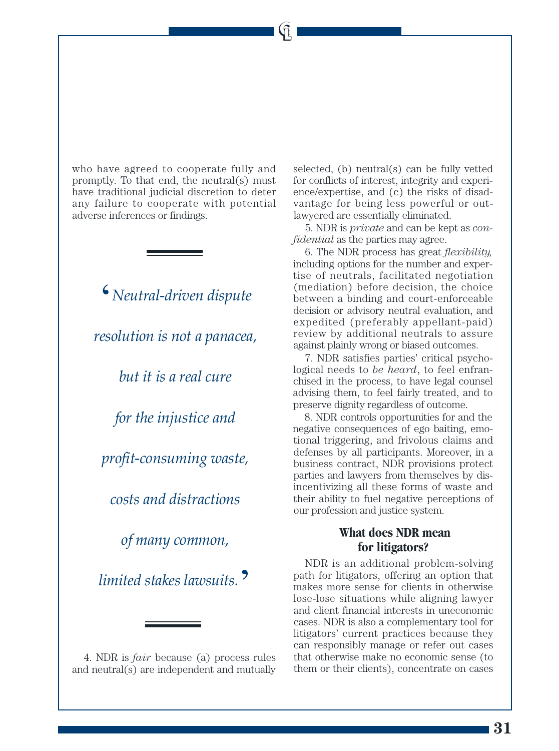who have agreed to cooperate fully and promptly. To that end, the neutral(s) must have traditional judicial discretion to deter any failure to cooperate with potential adverse inferences or findings.

> *'Neutral-driven dispute resolution is not a panacea, but it is a real cure for the injustice and profit-consuming waste, costs and distractions of many common, limited stakes lawsuits.'*

4. NDR is *fair* because (a) process rules and neutral(s) are independent and mutually selected, (b) neutral(s) can be fully vetted for conflicts of interest, integrity and experience/expertise, and (c) the risks of disadvantage for being less powerful or out-lawyered are essentially eliminated.

5. NDR is *private* and can be kept as *confidential* as the parties may agree.

6. The NDR process has great *flexibility,* including options for the number and expertise of neutrals, facilitated negotiation (mediation) before decision, the choice between a binding and court-enforceable decision or advisory neutral evaluation, and expedited (preferably appellant-paid) review by additional neutrals to assure against plainly wrong or biased outcomes.

7. NDR satisfies parties' critical psychological needs to *be heard*, to feel enfranchised in the process, to have legal counsel advising them, to feel fairly treated, and to preserve dignity regardless of outcome.

8. NDR controls opportunities for and the negative consequences of ego baiting, emotional triggering, and frivolous claims and defenses by all participants. Moreover, in a business contract, NDR provisions protect parties and lawyers from themselves by disincentivizing all these forms of waste and their ability to fuel negative perceptions of our profession and justice system.

## What does NDR mean for litigators?

NDR is an additional problem-solving path for litigators, offering an option that makes more sense for clients in otherwise lose-lose situations while aligning lawyer and client financial interests in uneconomic cases. NDR is also a complementary tool for litigators' current practices because they can responsibly manage or refer out cases that otherwise make no economic sense (to them or their clients), concentrate on cases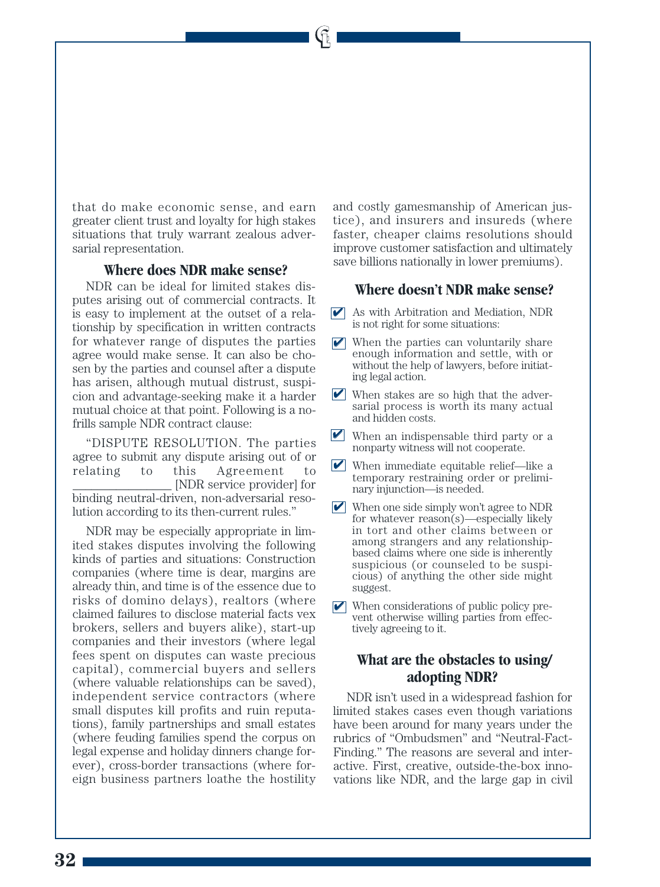that do make economic sense, and earn greater client trust and loyalty for high stakes situations that truly warrant zealous adversarial representation.

### Where does NDR make sense?

NDR can be ideal for limited stakes disputes arising out of commercial contracts. It is easy to implement at the outset of a relationship by specification in written contracts for whatever range of disputes the parties agree would make sense. It can also be chosen by the parties and counsel after a dispute has arisen, although mutual distrust, suspicion and advantage-seeking make it a harder mutual choice at that point. Following is a no-frills sample NDR contract clause:

"DISPUTE RESOLUTION. The parties agree to submit any dispute arising out of or relating to this Agreement to ________________ [NDR service provider] for binding neutral-driven, non-adversarial resolution according to its then-current rules."

NDR may be especially appropriate in limited stakes disputes involving the following kinds of parties and situations: Construction companies (where time is dear, margins are already thin, and time is of the essence due to risks of domino delays), realtors (where claimed failures to disclose material facts vex brokers, sellers and buyers alike), start-up companies and their investors (where legal fees spent on disputes can waste precious capital), commercial buyers and sellers (where valuable relationships can be saved), independent service contractors (where small disputes kill profits and ruin reputations), family partnerships and small estates (where feuding families spend the corpus on legal expense and holiday dinners change forever), cross-border transactions (where foreign business partners loathe the hostility and costly gamesmanship of American justice), and insurers and insureds (where faster, cheaper claims resolutions should improve customer satisfaction and ultimately save billions nationally in lower premiums).

### Where doesn't NDR make sense?

- ✔ As with Arbitration and Mediation, NDR is not right for some situations:
- ✔ When the parties can voluntarily share enough information and settle, with or without the help of lawyers, before initiating legal action.
- ✔ When stakes are so high that the adversarial process is worth its many actual and hidden costs.
- ✔ When an indispensable third party or a nonparty witness will not cooperate.
- ✔ When immediate equitable relief—like a temporary restraining order or preliminary injunction—is needed.
- ✔ When one side simply won't agree to NDR for whatever reason(s)—especially likely in tort and other claims between or among strangers and any relationship-based claims where one side is inherently suspicious (or counseled to be suspicious) of anything the other side might suggest.
- ✔ When considerations of public policy prevent otherwise willing parties from effectively agreeing to it.

### What are the obstacles to using/adopting NDR?

NDR isn't used in a widespread fashion for limited stakes cases even though variations have been around for many years under the rubrics of "Ombudsmen" and "Neutral-Fact-Finding." The reasons are several and interactive. First, creative, outside-the-box innovations like NDR, and the large gap in civil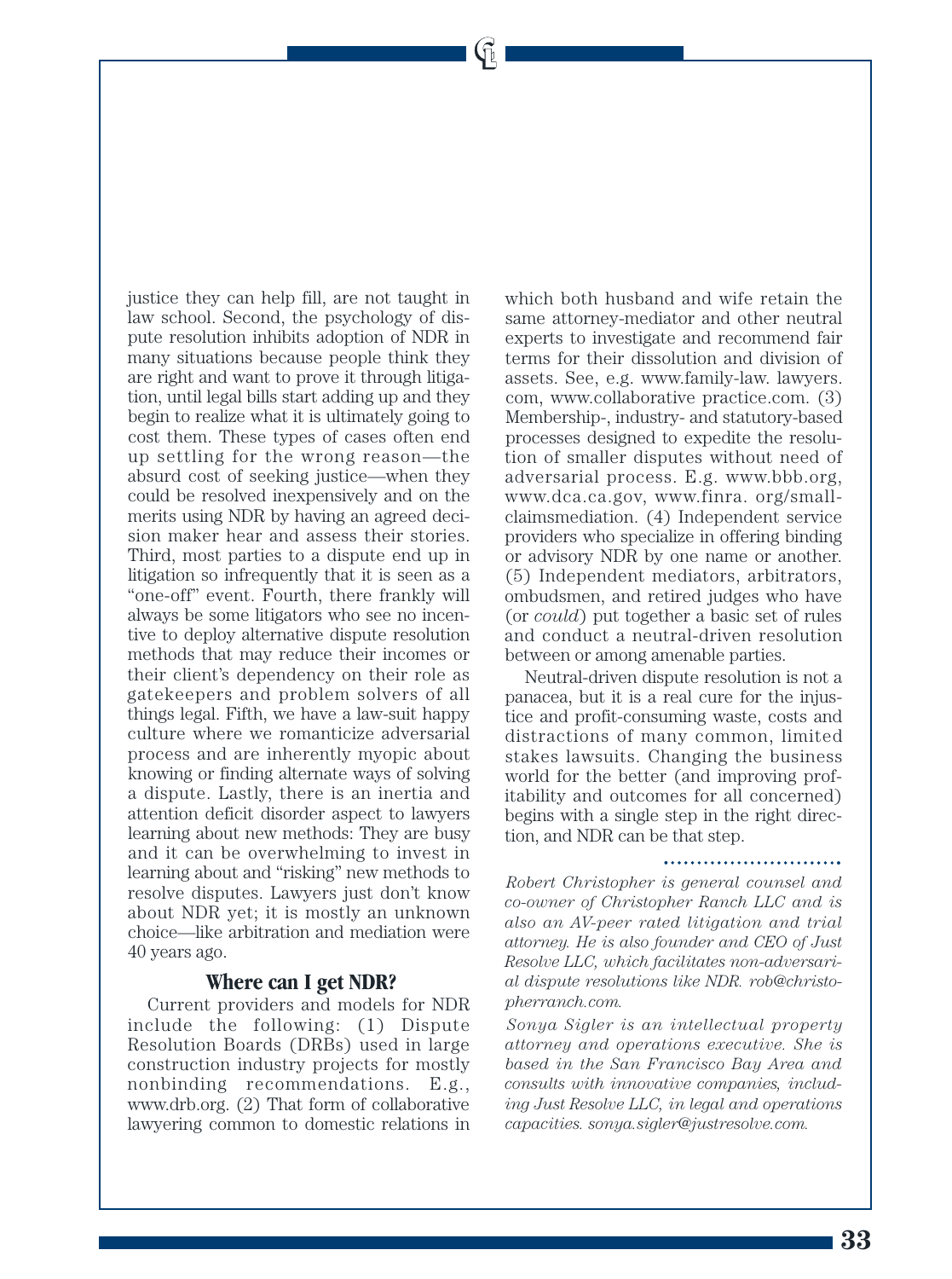justice they can help fill, are not taught in law school. Second, the psychology of dispute resolution inhibits adoption of NDR in many situations because people think they are right and want to prove it through litigation, until legal bills start adding up and they begin to realize what it is ultimately going to cost them. These types of cases often end up settling for the wrong reason—the absurd cost of seeking justice—when they could be resolved inexpensively and on the merits using NDR by having an agreed decision maker hear and assess their stories. Third, most parties to a dispute end up in litigation so infrequently that it is seen as a "one-off" event. Fourth, there frankly will always be some litigators who see no incentive to deploy alternative dispute resolution methods that may reduce their incomes or their client's dependency on their role as gatekeepers and problem solvers of all things legal. Fifth, we have a law-suit happy culture where we romanticize adversarial process and are inherently myopic about knowing or finding alternate ways of solving a dispute. Lastly, there is an inertia and attention deficit disorder aspect to lawyers learning about new methods: They are busy and it can be overwhelming to invest in learning about and "risking" new methods to resolve disputes. Lawyers just don't know about NDR yet; it is mostly an unknown choice—like arbitration and mediation were 40 years ago.

### Where can I get NDR?

Current providers and models for NDR include the following: (1) Dispute Resolution Boards (DRBs) used in large construction industry projects for mostly nonbinding recommendations. E.g., www.drb.org. (2) That form of collaborative lawyering common to domestic relations in which both husband and wife retain the same attorney-mediator and other neutral experts to investigate and recommend fair terms for their dissolution and division of assets. See, e.g. www.family-law. lawyers. com, www.collaborative practice.com. (3) Membership-, industry- and statutory-based processes designed to expedite the resolution of smaller disputes without need of adversarial process. E.g. www.bbb.org, www.dca.ca.gov, www.finra. org/smallclaimsmediation. (4) Independent service providers who specialize in offering binding or advisory NDR by one name or another. (5) Independent mediators, arbitrators, ombudsmen, and retired judges who have (or *could*) put together a basic set of rules and conduct a neutral-driven resolution between or among amenable parties.

Neutral-driven dispute resolution is not a panacea, but it is a real cure for the injustice and profit-consuming waste, costs and distractions of many common, limited stakes lawsuits. Changing the business world for the better (and improving profitability and outcomes for all concerned) begins with a single step in the right direction, and NDR can be that step.

*Robert Christopher is general counsel and co-owner of Christopher Ranch LLC and is also an AV-peer rated litigation and trial attorney. He is also founder and CEO of Just Resolve LLC, which facilitates non-adversarial dispute resolutions like NDR. rob@christopherranch.com.*

*Sonya Sigler is an intellectual property attorney and operations executive. She is based in the San Francisco Bay Area and consults with innovative companies, including Just Resolve LLC, in legal and operations capacities. sonya.sigler@justresolve.com.*